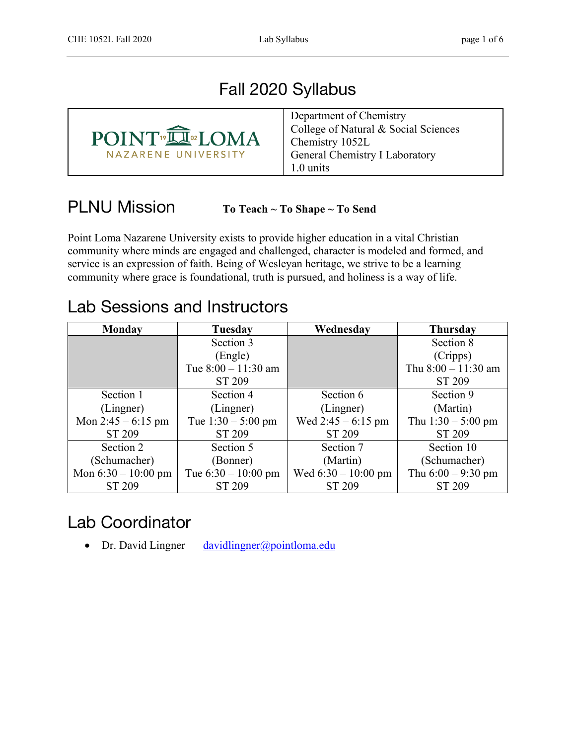# Fall 2020 Syllabus

| POINT LOMA NAZARENE UNIVERSITY | Department of Chemistry<br>College of Natural & Social Sciences<br>Chemistry 1052L<br>General Chemistry I Laboratory<br>1.0 units |
|---|---|

## PLNU Mission **To Teach ~ To Shape ~ To Send**

Point Loma Nazarene University exists to provide higher education in a vital Christian community where minds are engaged and challenged, character is modeled and formed, and service is an expression of faith. Being of Wesleyan heritage, we strive to be a learning community where grace is foundational, truth is pursued, and holiness is a way of life.

## Lab Sessions and Instructors

| Monday | Tuesday | Wednesday | Thursday |
|---|---|---|---|
| | Section 3<br>(Engle)<br>Tue 8:00 – 11:30 am<br>ST 209 | | Section 8<br>(Cripps)<br>Thu 8:00 – 11:30 am<br>ST 209 |
| Section 1<br>(Lingner)<br>Mon 2:45 – 6:15 pm<br>ST 209 | Section 4<br>(Lingner)<br>Tue 1:30 – 5:00 pm<br>ST 209 | Section 6<br>(Lingner)<br>Wed 2:45 – 6:15 pm<br>ST 209 | Section 9<br>(Martin)<br>Thu 1:30 – 5:00 pm<br>ST 209 |
| Section 2<br>(Schumacher)<br>Mon 6:30 – 10:00 pm<br>ST 209 | Section 5<br>(Bonner)<br>Tue 6:30 – 10:00 pm<br>ST 209 | Section 7<br>(Martin)<br>Wed 6:30 – 10:00 pm<br>ST 209 | Section 10<br>(Schumacher)<br>Thu 6:00 – 9:30 pm<br>ST 209 |

## Lab Coordinator

- Dr. David Lingner davidlingner@pointloma.edu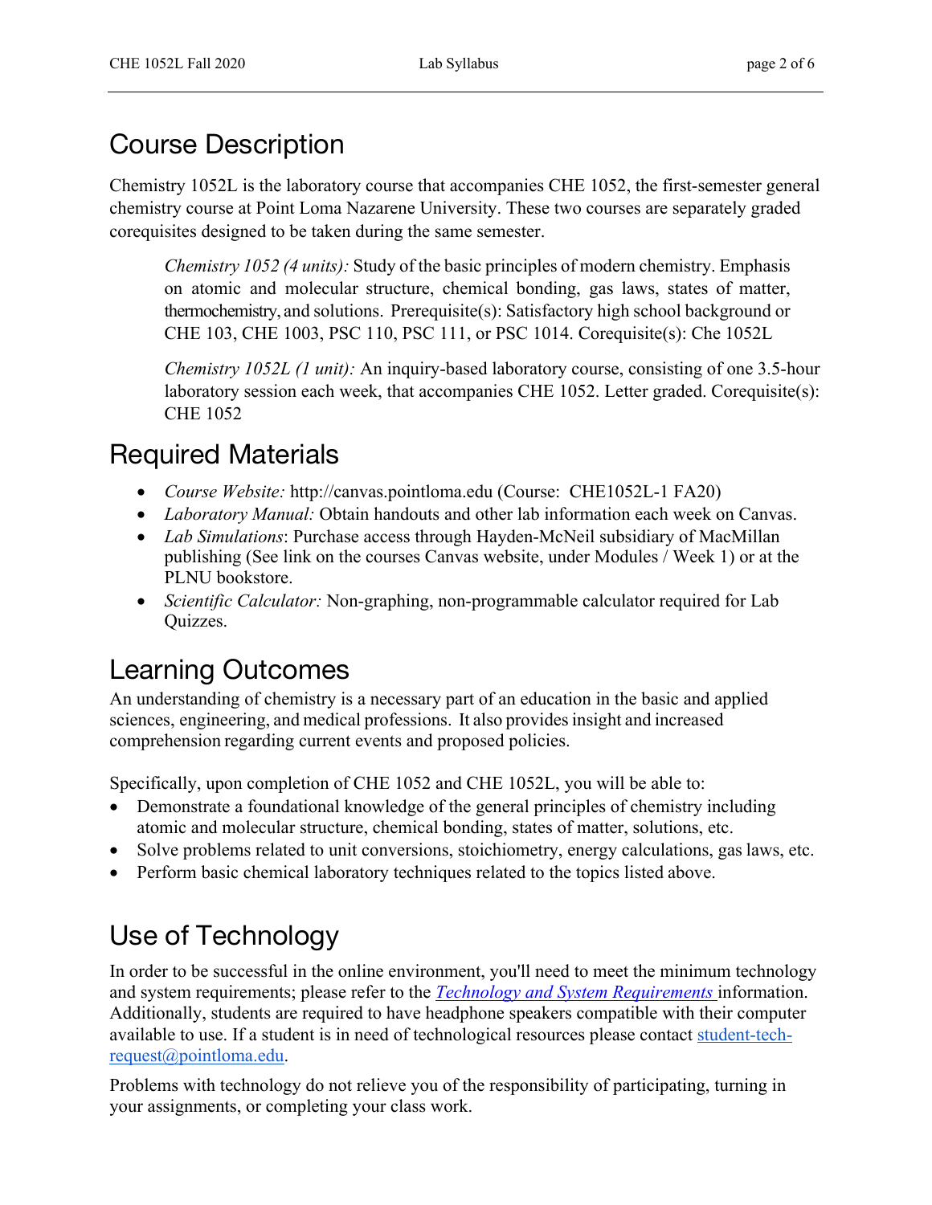## Course Description

Chemistry 1052L is the laboratory course that accompanies CHE 1052, the first-semester general chemistry course at Point Loma Nazarene University. These two courses are separately graded corequisites designed to be taken during the same semester.

> *Chemistry 1052 (4 units):* Study of the basic principles of modern chemistry. Emphasis on atomic and molecular structure, chemical bonding, gas laws, states of matter, thermochemistry, and solutions. Prerequisite(s): Satisfactory high school background or CHE 103, CHE 1003, PSC 110, PSC 111, or PSC 1014. Corequisite(s): Che 1052L
>
> *Chemistry 1052L (1 unit):* An inquiry-based laboratory course, consisting of one 3.5-hour laboratory session each week, that accompanies CHE 1052. Letter graded. Corequisite(s): CHE 1052

## Required Materials

- *Course Website:* http://canvas.pointloma.edu (Course: CHE1052L-1 FA20)
- *Laboratory Manual:* Obtain handouts and other lab information each week on Canvas.
- *Lab Simulations*: Purchase access through Hayden-McNeil subsidiary of MacMillan publishing (See link on the courses Canvas website, under Modules / Week 1) or at the PLNU bookstore.
- *Scientific Calculator:* Non-graphing, non-programmable calculator required for Lab Quizzes.

## Learning Outcomes

An understanding of chemistry is a necessary part of an education in the basic and applied sciences, engineering, and medical professions. It also provides insight and increased comprehension regarding current events and proposed policies.

Specifically, upon completion of CHE 1052 and CHE 1052L, you will be able to:

- Demonstrate a foundational knowledge of the general principles of chemistry including atomic and molecular structure, chemical bonding, states of matter, solutions, etc.
- Solve problems related to unit conversions, stoichiometry, energy calculations, gas laws, etc.
- Perform basic chemical laboratory techniques related to the topics listed above.

## Use of Technology

In order to be successful in the online environment, you'll need to meet the minimum technology and system requirements; please refer to the *Technology and System Requirements* information. Additionally, students are required to have headphone speakers compatible with their computer available to use. If a student is in need of technological resources please contact student-tech-request@pointloma.edu.

Problems with technology do not relieve you of the responsibility of participating, turning in your assignments, or completing your class work.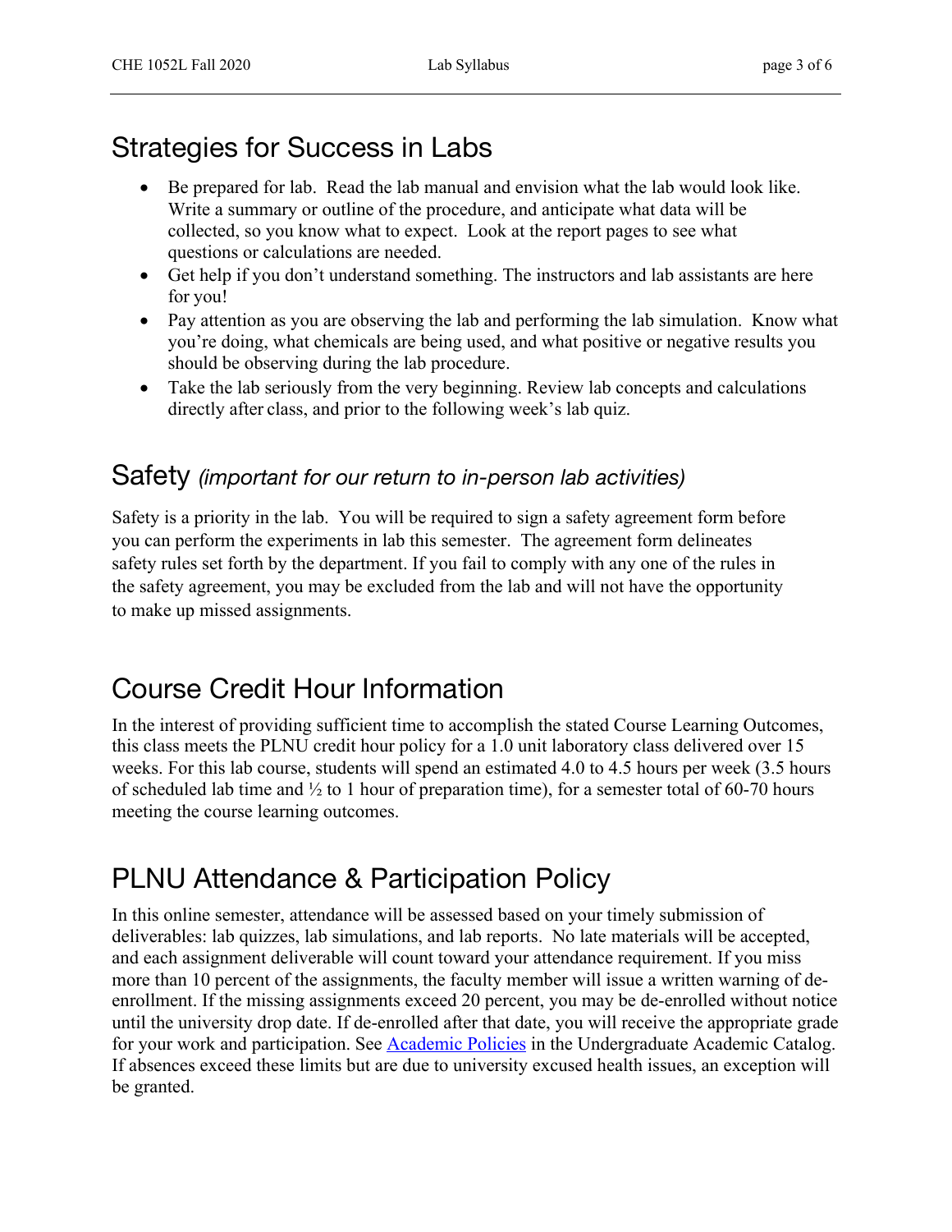## Strategies for Success in Labs

- Be prepared for lab. Read the lab manual and envision what the lab would look like. Write a summary or outline of the procedure, and anticipate what data will be collected, so you know what to expect. Look at the report pages to see what questions or calculations are needed.
- Get help if you don't understand something. The instructors and lab assistants are here for you!
- Pay attention as you are observing the lab and performing the lab simulation. Know what you're doing, what chemicals are being used, and what positive or negative results you should be observing during the lab procedure.
- Take the lab seriously from the very beginning. Review lab concepts and calculations directly after class, and prior to the following week's lab quiz.

## Safety *(important for our return to in-person lab activities)*

Safety is a priority in the lab. You will be required to sign a safety agreement form before you can perform the experiments in lab this semester. The agreement form delineates safety rules set forth by the department. If you fail to comply with any one of the rules in the safety agreement, you may be excluded from the lab and will not have the opportunity to make up missed assignments.

## Course Credit Hour Information

In the interest of providing sufficient time to accomplish the stated Course Learning Outcomes, this class meets the PLNU credit hour policy for a 1.0 unit laboratory class delivered over 15 weeks. For this lab course, students will spend an estimated 4.0 to 4.5 hours per week (3.5 hours of scheduled lab time and ½ to 1 hour of preparation time), for a semester total of 60-70 hours meeting the course learning outcomes.

## PLNU Attendance & Participation Policy

In this online semester, attendance will be assessed based on your timely submission of deliverables: lab quizzes, lab simulations, and lab reports. No late materials will be accepted, and each assignment deliverable will count toward your attendance requirement. If you miss more than 10 percent of the assignments, the faculty member will issue a written warning of de-enrollment. If the missing assignments exceed 20 percent, you may be de-enrolled without notice until the university drop date. If de-enrolled after that date, you will receive the appropriate grade for your work and participation. See [Academic Policies](#) in the Undergraduate Academic Catalog. If absences exceed these limits but are due to university excused health issues, an exception will be granted.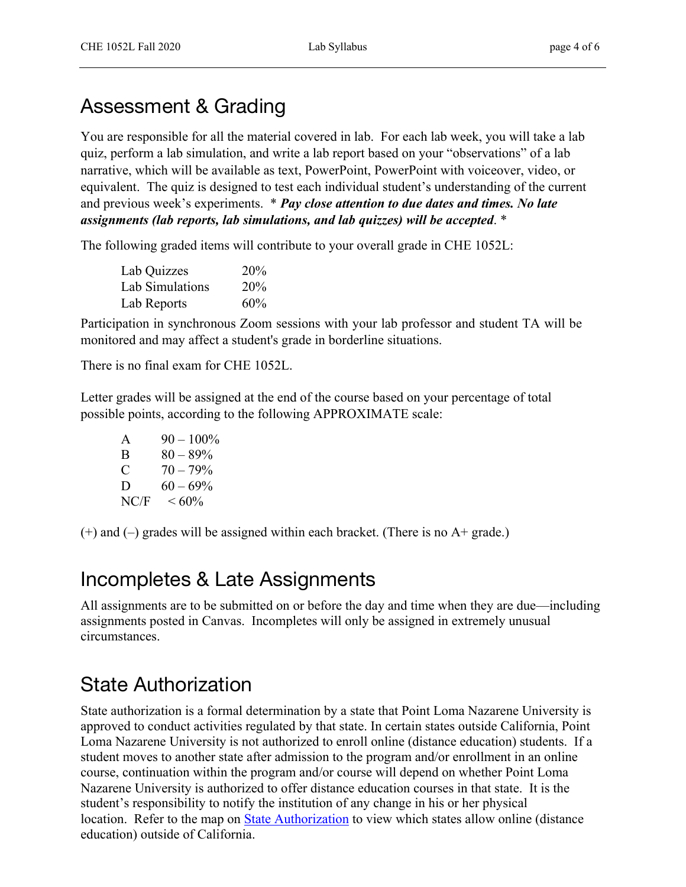# Assessment & Grading

You are responsible for all the material covered in lab. For each lab week, you will take a lab quiz, perform a lab simulation, and write a lab report based on your "observations" of a lab narrative, which will be available as text, PowerPoint, PowerPoint with voiceover, video, or equivalent. The quiz is designed to test each individual student's understanding of the current and previous week's experiments. * ***Pay close attention to due dates and times. No late assignments (lab reports, lab simulations, and lab quizzes) will be accepted***. *

The following graded items will contribute to your overall grade in CHE 1052L:

| | |
|---|---|
| Lab Quizzes | 20% |
| Lab Simulations | 20% |
| Lab Reports | 60% |

Participation in synchronous Zoom sessions with your lab professor and student TA will be monitored and may affect a student's grade in borderline situations.

There is no final exam for CHE 1052L.

Letter grades will be assigned at the end of the course based on your percentage of total possible points, according to the following APPROXIMATE scale:

| | |
|---|---|
| A | 90 – 100% |
| B | 80 – 89% |
| C | 70 – 79% |
| D | 60 – 69% |
| NC/F | < 60% |

(+) and (–) grades will be assigned within each bracket. (There is no A+ grade.)

# Incompletes & Late Assignments

All assignments are to be submitted on or before the day and time when they are due—including assignments posted in Canvas. Incompletes will only be assigned in extremely unusual circumstances.

# State Authorization

State authorization is a formal determination by a state that Point Loma Nazarene University is approved to conduct activities regulated by that state. In certain states outside California, Point Loma Nazarene University is not authorized to enroll online (distance education) students. If a student moves to another state after admission to the program and/or enrollment in an online course, continuation within the program and/or course will depend on whether Point Loma Nazarene University is authorized to offer distance education courses in that state. It is the student's responsibility to notify the institution of any change in his or her physical location. Refer to the map on State Authorization to view which states allow online (distance education) outside of California.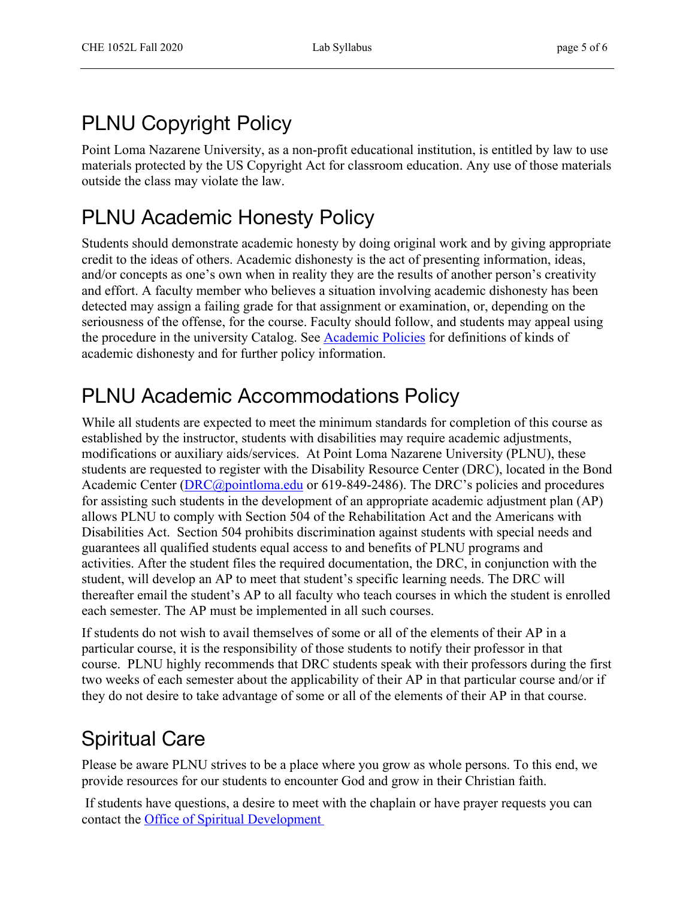## PLNU Copyright Policy

Point Loma Nazarene University, as a non-profit educational institution, is entitled by law to use materials protected by the US Copyright Act for classroom education. Any use of those materials outside the class may violate the law.

## PLNU Academic Honesty Policy

Students should demonstrate academic honesty by doing original work and by giving appropriate credit to the ideas of others. Academic dishonesty is the act of presenting information, ideas, and/or concepts as one's own when in reality they are the results of another person's creativity and effort. A faculty member who believes a situation involving academic dishonesty has been detected may assign a failing grade for that assignment or examination, or, depending on the seriousness of the offense, for the course. Faculty should follow, and students may appeal using the procedure in the university Catalog. See [Academic Policies]() for definitions of kinds of academic dishonesty and for further policy information.

## PLNU Academic Accommodations Policy

While all students are expected to meet the minimum standards for completion of this course as established by the instructor, students with disabilities may require academic adjustments, modifications or auxiliary aids/services. At Point Loma Nazarene University (PLNU), these students are requested to register with the Disability Resource Center (DRC), located in the Bond Academic Center (DRC@pointloma.edu or 619-849-2486). The DRC's policies and procedures for assisting such students in the development of an appropriate academic adjustment plan (AP) allows PLNU to comply with Section 504 of the Rehabilitation Act and the Americans with Disabilities Act. Section 504 prohibits discrimination against students with special needs and guarantees all qualified students equal access to and benefits of PLNU programs and activities. After the student files the required documentation, the DRC, in conjunction with the student, will develop an AP to meet that student's specific learning needs. The DRC will thereafter email the student's AP to all faculty who teach courses in which the student is enrolled each semester. The AP must be implemented in all such courses.

If students do not wish to avail themselves of some or all of the elements of their AP in a particular course, it is the responsibility of those students to notify their professor in that course. PLNU highly recommends that DRC students speak with their professors during the first two weeks of each semester about the applicability of their AP in that particular course and/or if they do not desire to take advantage of some or all of the elements of their AP in that course.

## Spiritual Care

Please be aware PLNU strives to be a place where you grow as whole persons. To this end, we provide resources for our students to encounter God and grow in their Christian faith.

If students have questions, a desire to meet with the chaplain or have prayer requests you can contact the [Office of Spiritual Development]()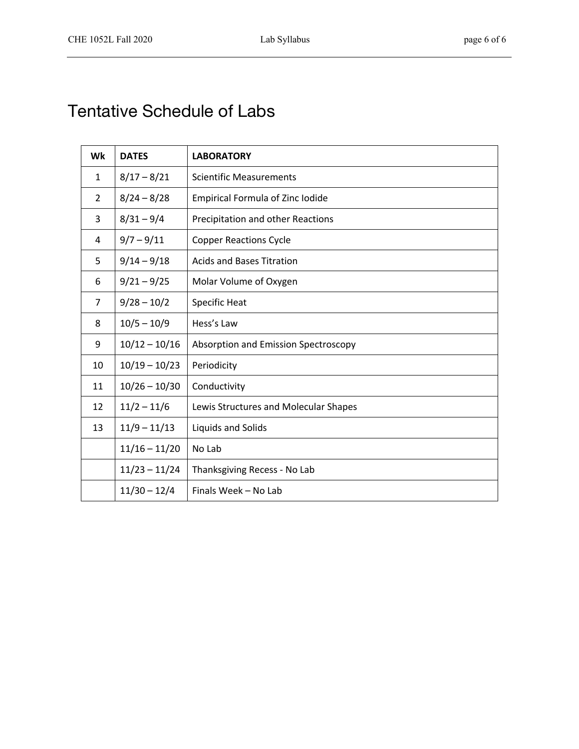# Tentative Schedule of Labs

| Wk | DATES | LABORATORY |
|---|---|---|
| 1 | 8/17 – 8/21 | Scientific Measurements |
| 2 | 8/24 – 8/28 | Empirical Formula of Zinc Iodide |
| 3 | 8/31 – 9/4 | Precipitation and other Reactions |
| 4 | 9/7 – 9/11 | Copper Reactions Cycle |
| 5 | 9/14 – 9/18 | Acids and Bases Titration |
| 6 | 9/21 – 9/25 | Molar Volume of Oxygen |
| 7 | 9/28 – 10/2 | Specific Heat |
| 8 | 10/5 – 10/9 | Hess's Law |
| 9 | 10/12 – 10/16 | Absorption and Emission Spectroscopy |
| 10 | 10/19 – 10/23 | Periodicity |
| 11 | 10/26 – 10/30 | Conductivity |
| 12 | 11/2 – 11/6 | Lewis Structures and Molecular Shapes |
| 13 | 11/9 – 11/13 | Liquids and Solids |
| | 11/16 – 11/20 | No Lab |
| | 11/23 – 11/24 | Thanksgiving Recess - No Lab |
| | 11/30 – 12/4 | Finals Week – No Lab |